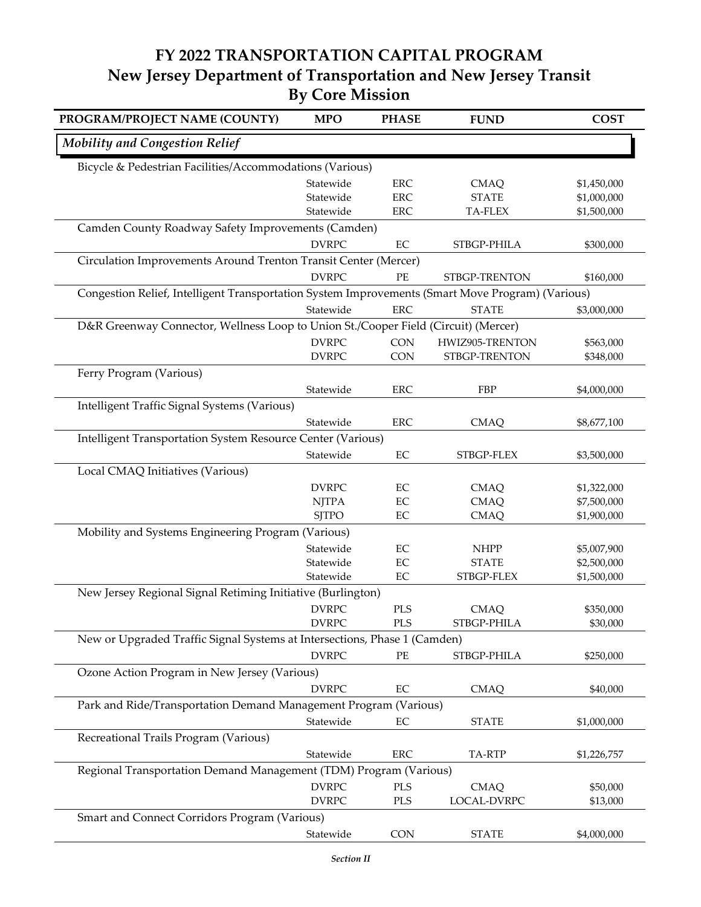# FY 2022 TRANSPORTATION CAPITAL PROGRAM
## New Jersey Department of Transportation and New Jersey Transit
## By Core Mission

| PROGRAM/PROJECT NAME (COUNTY) | MPO | PHASE | FUND | COST |
|---|---|---|---|---|
| ***Mobility and Congestion Relief*** | | | | |
| Bicycle & Pedestrian Facilities/Accommodations (Various) | | | | |
| | Statewide | ERC | CMAQ | $1,450,000 |
| | Statewide | ERC | STATE | $1,000,000 |
| | Statewide | ERC | TA-FLEX | $1,500,000 |
| Camden County Roadway Safety Improvements (Camden) | | | | |
| | DVRPC | EC | STBGP-PHILA | $300,000 |
| Circulation Improvements Around Trenton Transit Center (Mercer) | | | | |
| | DVRPC | PE | STBGP-TRENTON | $160,000 |
| Congestion Relief, Intelligent Transportation System Improvements (Smart Move Program) (Various) | | | | |
| | Statewide | ERC | STATE | $3,000,000 |
| D&R Greenway Connector, Wellness Loop to Union St./Cooper Field (Circuit) (Mercer) | | | | |
| | DVRPC | CON | HWIZ905-TRENTON | $563,000 |
| | DVRPC | CON | STBGP-TRENTON | $348,000 |
| Ferry Program (Various) | | | | |
| | Statewide | ERC | FBP | $4,000,000 |
| Intelligent Traffic Signal Systems (Various) | | | | |
| | Statewide | ERC | CMAQ | $8,677,100 |
| Intelligent Transportation System Resource Center (Various) | | | | |
| | Statewide | EC | STBGP-FLEX | $3,500,000 |
| Local CMAQ Initiatives (Various) | | | | |
| | DVRPC | EC | CMAQ | $1,322,000 |
| | NJTPA | EC | CMAQ | $7,500,000 |
| | SJTPO | EC | CMAQ | $1,900,000 |
| Mobility and Systems Engineering Program (Various) | | | | |
| | Statewide | EC | NHPP | $5,007,900 |
| | Statewide | EC | STATE | $2,500,000 |
| | Statewide | EC | STBGP-FLEX | $1,500,000 |
| New Jersey Regional Signal Retiming Initiative (Burlington) | | | | |
| | DVRPC | PLS | CMAQ | $350,000 |
| | DVRPC | PLS | STBGP-PHILA | $30,000 |
| New or Upgraded Traffic Signal Systems at Intersections, Phase 1 (Camden) | | | | |
| | DVRPC | PE | STBGP-PHILA | $250,000 |
| Ozone Action Program in New Jersey (Various) | | | | |
| | DVRPC | EC | CMAQ | $40,000 |
| Park and Ride/Transportation Demand Management Program (Various) | | | | |
| | Statewide | EC | STATE | $1,000,000 |
| Recreational Trails Program (Various) | | | | |
| | Statewide | ERC | TA-RTP | $1,226,757 |
| Regional Transportation Demand Management (TDM) Program (Various) | | | | |
| | DVRPC | PLS | CMAQ | $50,000 |
| | DVRPC | PLS | LOCAL-DVRPC | $13,000 |
| Smart and Connect Corridors Program (Various) | | | | |
| | Statewide | CON | STATE | $4,000,000 |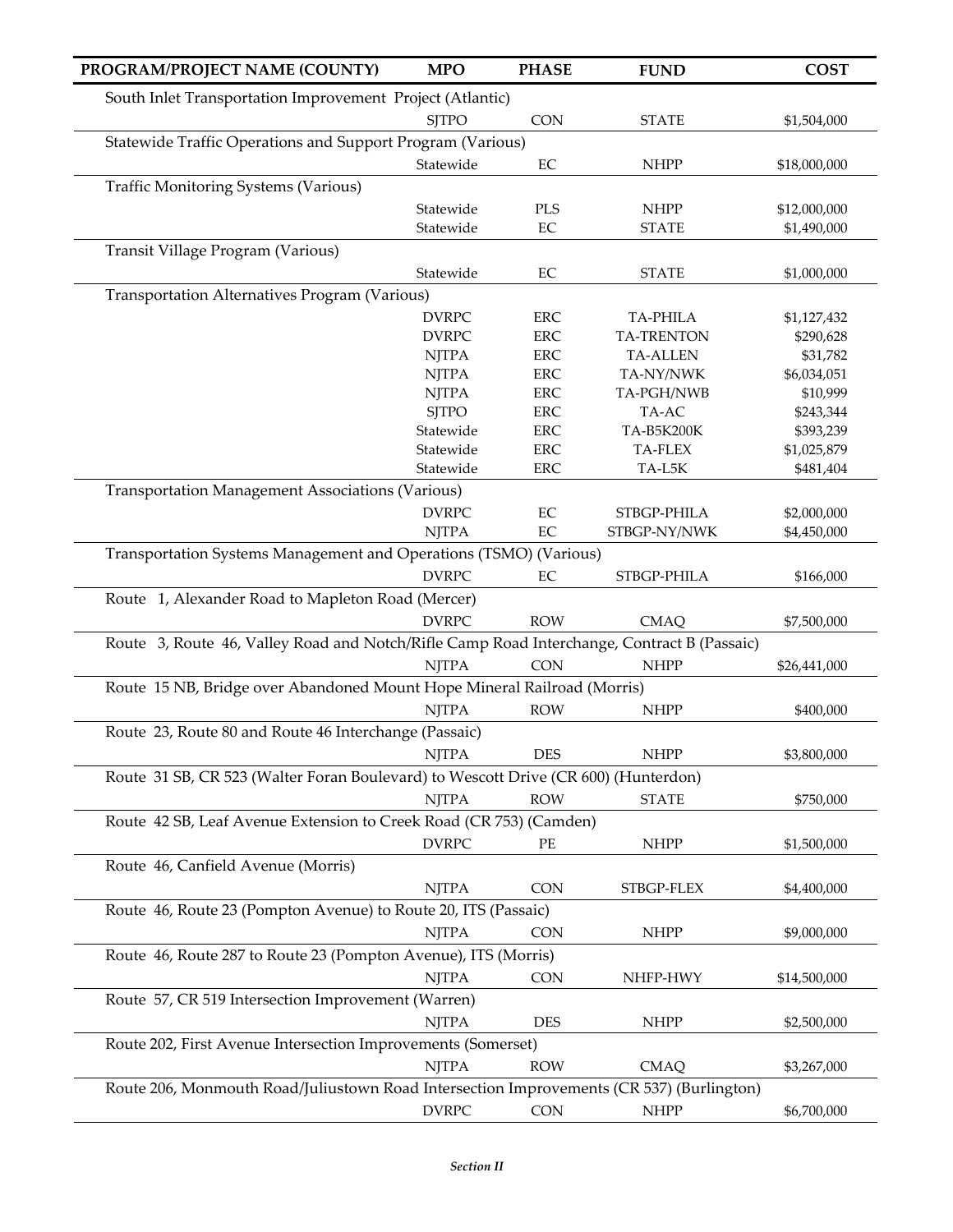| PROGRAM/PROJECT NAME (COUNTY) | MPO | PHASE | FUND | COST |
|---|---|---|---|---|
| South Inlet Transportation Improvement Project (Atlantic) | | | | |
| | SJTPO | CON | STATE | $1,504,000 |
| Statewide Traffic Operations and Support Program (Various) | | | | |
| | Statewide | EC | NHPP | $18,000,000 |
| Traffic Monitoring Systems (Various) | | | | |
| | Statewide | PLS | NHPP | $12,000,000 |
| | Statewide | EC | STATE | $1,490,000 |
| Transit Village Program (Various) | | | | |
| | Statewide | EC | STATE | $1,000,000 |
| Transportation Alternatives Program (Various) | | | | |
| | DVRPC | ERC | TA-PHILA | $1,127,432 |
| | DVRPC | ERC | TA-TRENTON | $290,628 |
| | NJTPA | ERC | TA-ALLEN | $31,782 |
| | NJTPA | ERC | TA-NY/NWK | $6,034,051 |
| | NJTPA | ERC | TA-PGH/NWB | $10,999 |
| | SJTPO | ERC | TA-AC | $243,344 |
| | Statewide | ERC | TA-B5K200K | $393,239 |
| | Statewide | ERC | TA-FLEX | $1,025,879 |
| | Statewide | ERC | TA-L5K | $481,404 |
| Transportation Management Associations (Various) | | | | |
| | DVRPC | EC | STBGP-PHILA | $2,000,000 |
| | NJTPA | EC | STBGP-NY/NWK | $4,450,000 |
| Transportation Systems Management and Operations (TSMO) (Various) | | | | |
| | DVRPC | EC | STBGP-PHILA | $166,000 |
| Route 1, Alexander Road to Mapleton Road (Mercer) | | | | |
| | DVRPC | ROW | CMAQ | $7,500,000 |
| Route 3, Route 46, Valley Road and Notch/Rifle Camp Road Interchange, Contract B (Passaic) | | | | |
| | NJTPA | CON | NHPP | $26,441,000 |
| Route 15 NB, Bridge over Abandoned Mount Hope Mineral Railroad (Morris) | | | | |
| | NJTPA | ROW | NHPP | $400,000 |
| Route 23, Route 80 and Route 46 Interchange (Passaic) | | | | |
| | NJTPA | DES | NHPP | $3,800,000 |
| Route 31 SB, CR 523 (Walter Foran Boulevard) to Wescott Drive (CR 600) (Hunterdon) | | | | |
| | NJTPA | ROW | STATE | $750,000 |
| Route 42 SB, Leaf Avenue Extension to Creek Road (CR 753) (Camden) | | | | |
| | DVRPC | PE | NHPP | $1,500,000 |
| Route 46, Canfield Avenue (Morris) | | | | |
| | NJTPA | CON | STBGP-FLEX | $4,400,000 |
| Route 46, Route 23 (Pompton Avenue) to Route 20, ITS (Passaic) | | | | |
| | NJTPA | CON | NHPP | $9,000,000 |
| Route 46, Route 287 to Route 23 (Pompton Avenue), ITS (Morris) | | | | |
| | NJTPA | CON | NHFP-HWY | $14,500,000 |
| Route 57, CR 519 Intersection Improvement (Warren) | | | | |
| | NJTPA | DES | NHPP | $2,500,000 |
| Route 202, First Avenue Intersection Improvements (Somerset) | | | | |
| | NJTPA | ROW | CMAQ | $3,267,000 |
| Route 206, Monmouth Road/Juliustown Road Intersection Improvements (CR 537) (Burlington) | | | | |
| | DVRPC | CON | NHPP | $6,700,000 |

*Section II*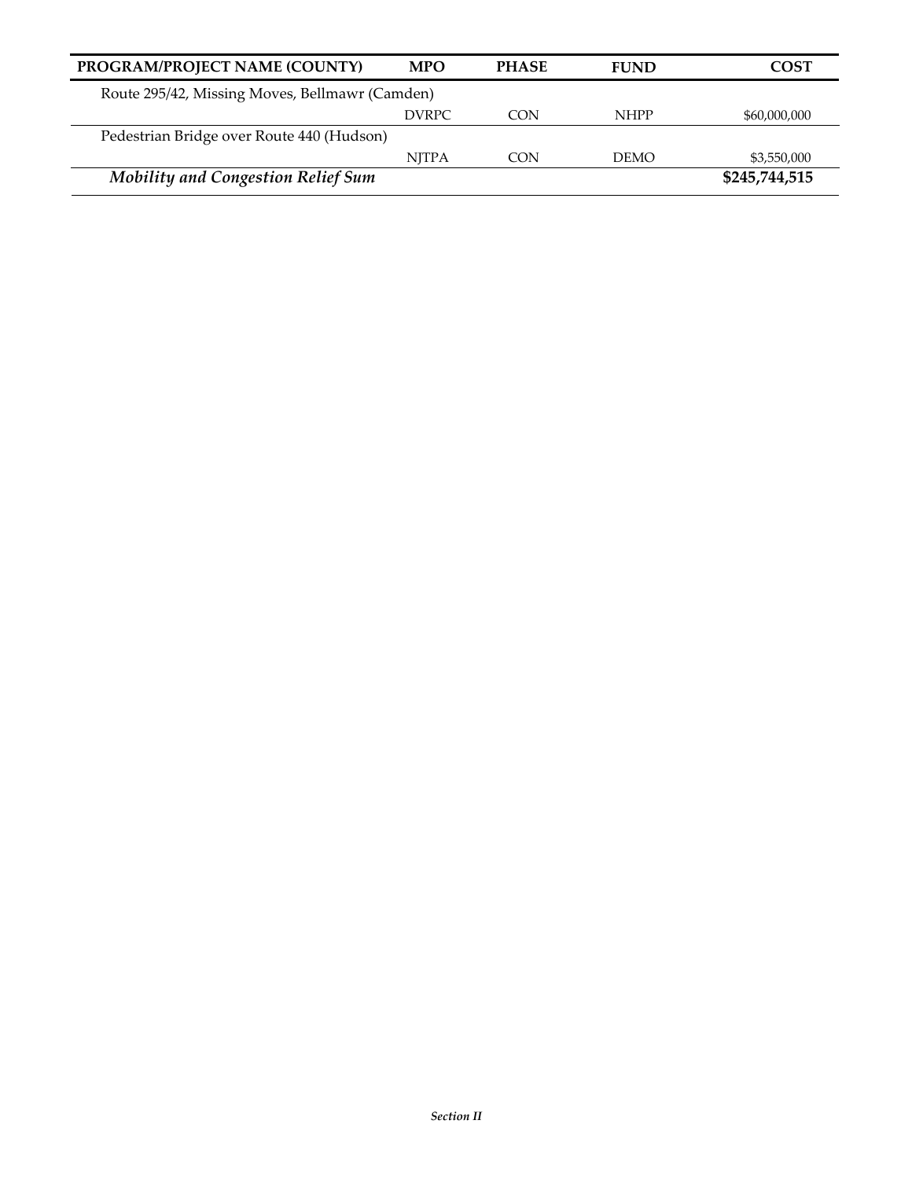| PROGRAM/PROJECT NAME (COUNTY) | MPO | PHASE | FUND | COST |
|---|---|---|---|---|
| Route 295/42, Missing Moves, Bellmawr (Camden) | | | | |
| | DVRPC | CON | NHPP | $60,000,000 |
| Pedestrian Bridge over Route 440 (Hudson) | | | | |
| | NJTPA | CON | DEMO | $3,550,000 |
| ***Mobility and Congestion Relief Sum*** | | | | **$245,744,515** |